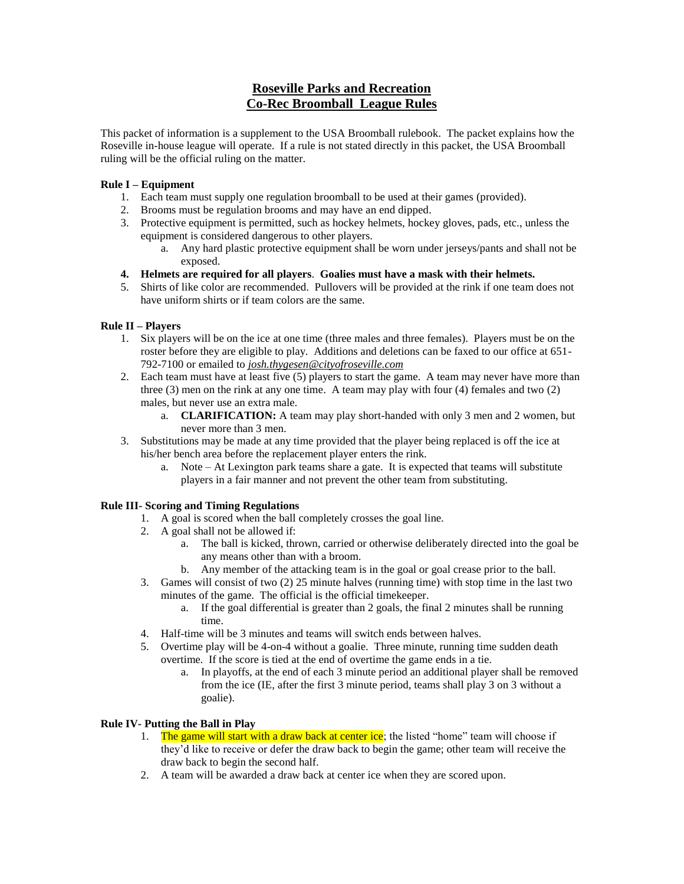# Roseville Parks and Recreation
# Co-Rec Broomball League Rules

This packet of information is a supplement to the USA Broomball rulebook. The packet explains how the Roseville in-house league will operate. If a rule is not stated directly in this packet, the USA Broomball ruling will be the official ruling on the matter.

**Rule I – Equipment**

1. Each team must supply one regulation broomball to be used at their games (provided).
2. Brooms must be regulation brooms and may have an end dipped.
3. Protective equipment is permitted, such as hockey helmets, hockey gloves, pads, etc., unless the equipment is considered dangerous to other players.
   a. Any hard plastic protective equipment shall be worn under jerseys/pants and shall not be exposed.
4. **Helmets are required for all players**. **Goalies must have a mask with their helmets.**
5. Shirts of like color are recommended. Pullovers will be provided at the rink if one team does not have uniform shirts or if team colors are the same.

**Rule II – Players**

1. Six players will be on the ice at one time (three males and three females). Players must be on the roster before they are eligible to play. Additions and deletions can be faxed to our office at 651-792-7100 or emailed to *josh.thygesen@cityofroseville.com*
2. Each team must have at least five (5) players to start the game. A team may never have more than three (3) men on the rink at any one time. A team may play with four (4) females and two (2) males, but never use an extra male.
   a. **CLARIFICATION:** A team may play short-handed with only 3 men and 2 women, but never more than 3 men.
3. Substitutions may be made at any time provided that the player being replaced is off the ice at his/her bench area before the replacement player enters the rink.
   a. Note – At Lexington park teams share a gate. It is expected that teams will substitute players in a fair manner and not prevent the other team from substituting.

**Rule III- Scoring and Timing Regulations**

1. A goal is scored when the ball completely crosses the goal line.
2. A goal shall not be allowed if:
   a. The ball is kicked, thrown, carried or otherwise deliberately directed into the goal be any means other than with a broom.
   b. Any member of the attacking team is in the goal or goal crease prior to the ball.
3. Games will consist of two (2) 25 minute halves (running time) with stop time in the last two minutes of the game. The official is the official timekeeper.
   a. If the goal differential is greater than 2 goals, the final 2 minutes shall be running time.
4. Half-time will be 3 minutes and teams will switch ends between halves.
5. Overtime play will be 4-on-4 without a goalie. Three minute, running time sudden death overtime. If the score is tied at the end of overtime the game ends in a tie.
   a. In playoffs, at the end of each 3 minute period an additional player shall be removed from the ice (IE, after the first 3 minute period, teams shall play 3 on 3 without a goalie).

**Rule IV- Putting the Ball in Play**

1. The game will start with a draw back at center ice; the listed "home" team will choose if they'd like to receive or defer the draw back to begin the game; other team will receive the draw back to begin the second half.
2. A team will be awarded a draw back at center ice when they are scored upon.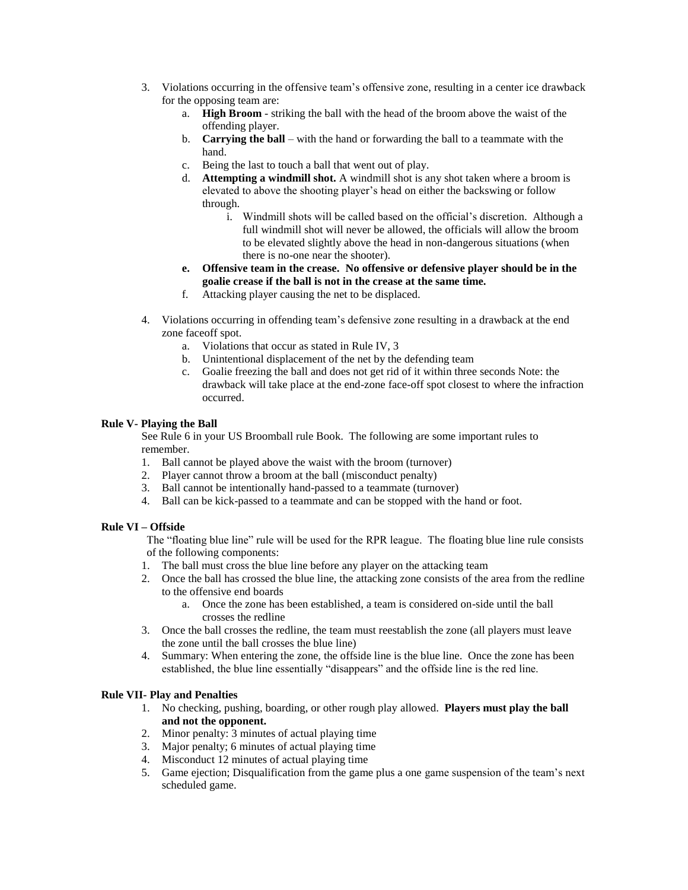3. Violations occurring in the offensive team's offensive zone, resulting in a center ice drawback for the opposing team are:
    a. **High Broom** - striking the ball with the head of the broom above the waist of the offending player.
    b. **Carrying the ball** – with the hand or forwarding the ball to a teammate with the hand.
    c. Being the last to touch a ball that went out of play.
    d. **Attempting a windmill shot.** A windmill shot is any shot taken where a broom is elevated to above the shooting player's head on either the backswing or follow through.
        i. Windmill shots will be called based on the official's discretion. Although a full windmill shot will never be allowed, the officials will allow the broom to be elevated slightly above the head in non-dangerous situations (when there is no-one near the shooter).
    e. **Offensive team in the crease. No offensive or defensive player should be in the goalie crease if the ball is not in the crease at the same time.**
    f. Attacking player causing the net to be displaced.

4. Violations occurring in offending team's defensive zone resulting in a drawback at the end zone faceoff spot.
    a. Violations that occur as stated in Rule IV, 3
    b. Unintentional displacement of the net by the defending team
    c. Goalie freezing the ball and does not get rid of it within three seconds Note: the drawback will take place at the end-zone face-off spot closest to where the infraction occurred.

**Rule V- Playing the Ball**

See Rule 6 in your US Broomball rule Book. The following are some important rules to remember.

1. Ball cannot be played above the waist with the broom (turnover)
2. Player cannot throw a broom at the ball (misconduct penalty)
3. Ball cannot be intentionally hand-passed to a teammate (turnover)
4. Ball can be kick-passed to a teammate and can be stopped with the hand or foot.

**Rule VI – Offside**

The "floating blue line" rule will be used for the RPR league. The floating blue line rule consists of the following components:

1. The ball must cross the blue line before any player on the attacking team
2. Once the ball has crossed the blue line, the attacking zone consists of the area from the redline to the offensive end boards
    a. Once the zone has been established, a team is considered on-side until the ball crosses the redline
3. Once the ball crosses the redline, the team must reestablish the zone (all players must leave the zone until the ball crosses the blue line)
4. Summary: When entering the zone, the offside line is the blue line. Once the zone has been established, the blue line essentially "disappears" and the offside line is the red line.

**Rule VII- Play and Penalties**

1. No checking, pushing, boarding, or other rough play allowed. **Players must play the ball and not the opponent.**
2. Minor penalty: 3 minutes of actual playing time
3. Major penalty; 6 minutes of actual playing time
4. Misconduct 12 minutes of actual playing time
5. Game ejection; Disqualification from the game plus a one game suspension of the team's next scheduled game.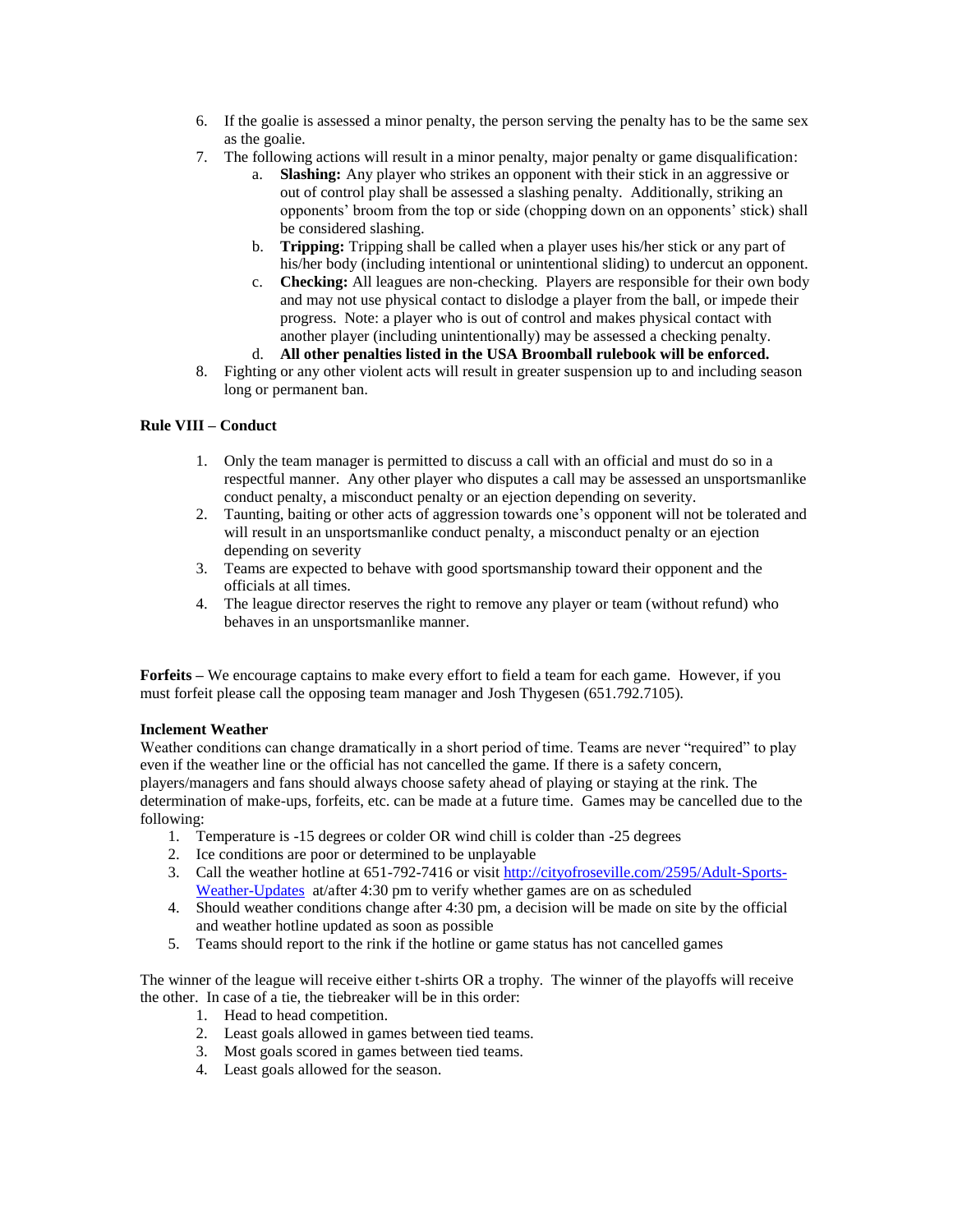6. If the goalie is assessed a minor penalty, the person serving the penalty has to be the same sex as the goalie.
7. The following actions will result in a minor penalty, major penalty or game disqualification:
   a. **Slashing:** Any player who strikes an opponent with their stick in an aggressive or out of control play shall be assessed a slashing penalty. Additionally, striking an opponents' broom from the top or side (chopping down on an opponents' stick) shall be considered slashing.
   b. **Tripping:** Tripping shall be called when a player uses his/her stick or any part of his/her body (including intentional or unintentional sliding) to undercut an opponent.
   c. **Checking:** All leagues are non-checking. Players are responsible for their own body and may not use physical contact to dislodge a player from the ball, or impede their progress. Note: a player who is out of control and makes physical contact with another player (including unintentionally) may be assessed a checking penalty.
   d. **All other penalties listed in the USA Broomball rulebook will be enforced.**
8. Fighting or any other violent acts will result in greater suspension up to and including season long or permanent ban.

**Rule VIII – Conduct**

1. Only the team manager is permitted to discuss a call with an official and must do so in a respectful manner. Any other player who disputes a call may be assessed an unsportsmanlike conduct penalty, a misconduct penalty or an ejection depending on severity.
2. Taunting, baiting or other acts of aggression towards one's opponent will not be tolerated and will result in an unsportsmanlike conduct penalty, a misconduct penalty or an ejection depending on severity
3. Teams are expected to behave with good sportsmanship toward their opponent and the officials at all times.
4. The league director reserves the right to remove any player or team (without refund) who behaves in an unsportsmanlike manner.

**Forfeits –** We encourage captains to make every effort to field a team for each game. However, if you must forfeit please call the opposing team manager and Josh Thygesen (651.792.7105).

**Inclement Weather**

Weather conditions can change dramatically in a short period of time. Teams are never "required" to play even if the weather line or the official has not cancelled the game. If there is a safety concern, players/managers and fans should always choose safety ahead of playing or staying at the rink. The determination of make-ups, forfeits, etc. can be made at a future time. Games may be cancelled due to the following:

1. Temperature is -15 degrees or colder OR wind chill is colder than -25 degrees
2. Ice conditions are poor or determined to be unplayable
3. Call the weather hotline at 651-792-7416 or visit [http://cityofroseville.com/2595/Adult-Sports-Weather-Updates](http://cityofroseville.com/2595/Adult-Sports-Weather-Updates) at/after 4:30 pm to verify whether games are on as scheduled
4. Should weather conditions change after 4:30 pm, a decision will be made on site by the official and weather hotline updated as soon as possible
5. Teams should report to the rink if the hotline or game status has not cancelled games

The winner of the league will receive either t-shirts OR a trophy. The winner of the playoffs will receive the other. In case of a tie, the tiebreaker will be in this order:

1. Head to head competition.
2. Least goals allowed in games between tied teams.
3. Most goals scored in games between tied teams.
4. Least goals allowed for the season.